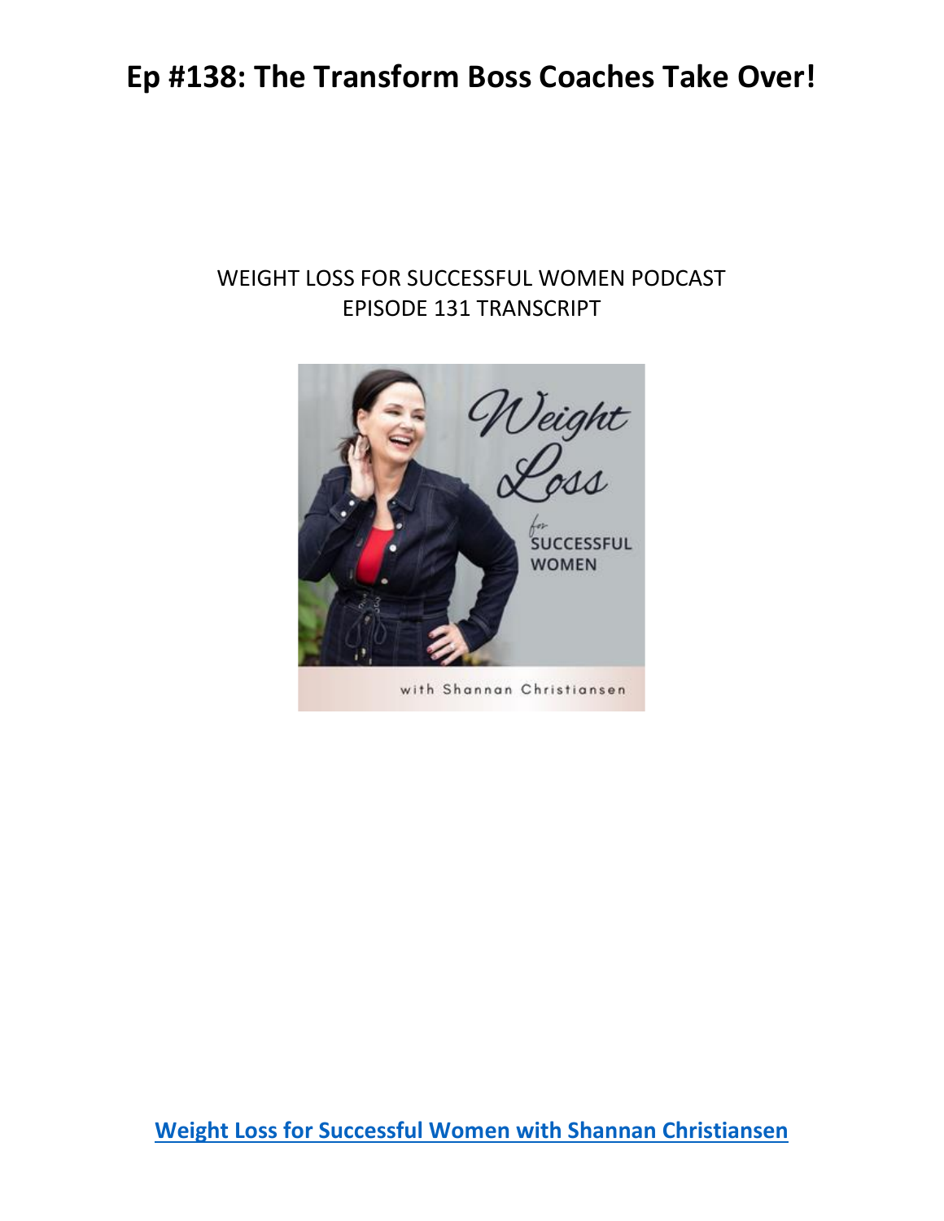# Ep #138: The Transform Boss Coaches Take Over!

WEIGHT LOSS FOR SUCCESSFUL WOMEN PODCAST
EPISODE 131 TRANSCRIPT

**[Weight Loss for Successful Women with Shannan Christiansen]**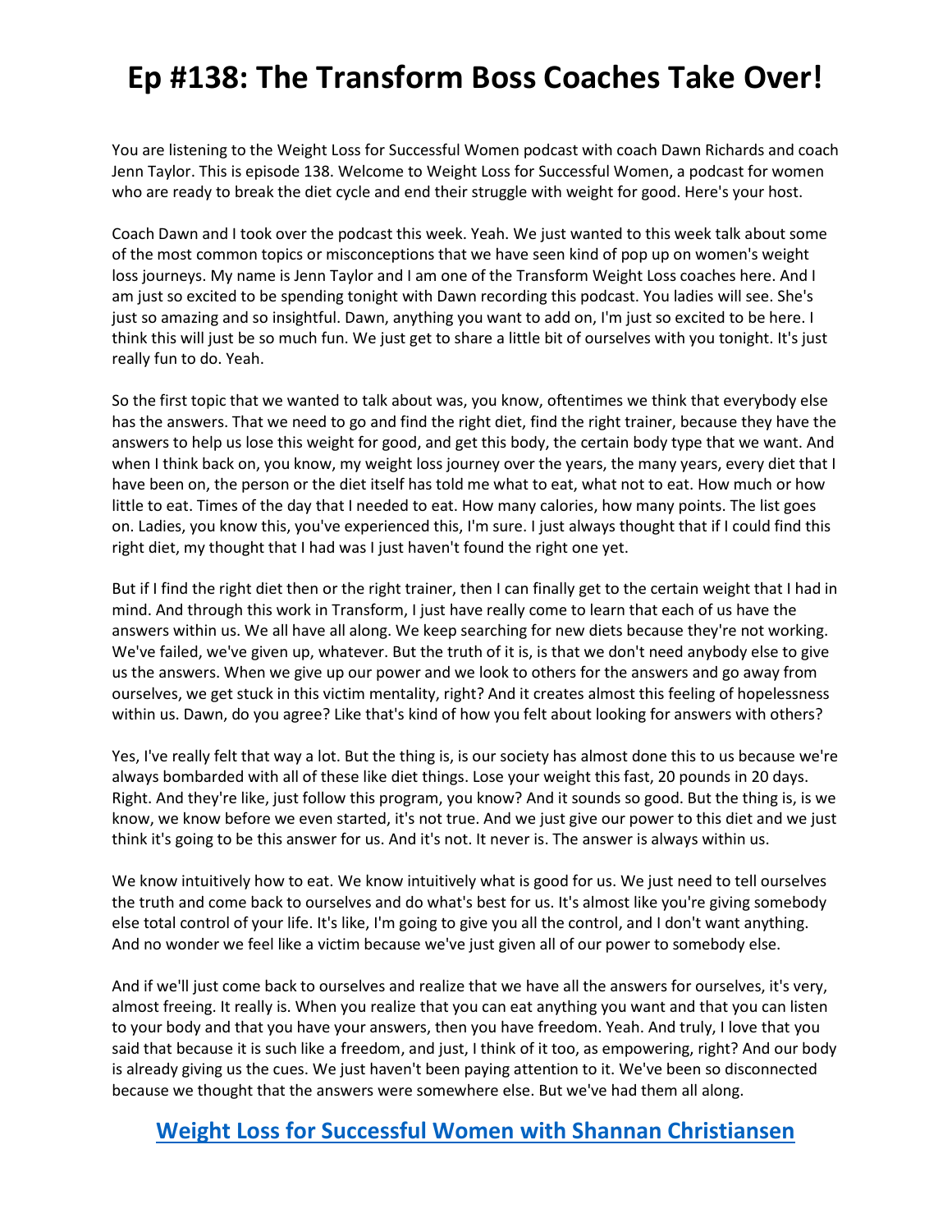# Ep #138: The Transform Boss Coaches Take Over!

You are listening to the Weight Loss for Successful Women podcast with coach Dawn Richards and coach Jenn Taylor. This is episode 138. Welcome to Weight Loss for Successful Women, a podcast for women who are ready to break the diet cycle and end their struggle with weight for good. Here's your host.

Coach Dawn and I took over the podcast this week. Yeah. We just wanted to this week talk about some of the most common topics or misconceptions that we have seen kind of pop up on women's weight loss journeys. My name is Jenn Taylor and I am one of the Transform Weight Loss coaches here. And I am just so excited to be spending tonight with Dawn recording this podcast. You ladies will see. She's just so amazing and so insightful. Dawn, anything you want to add on, I'm just so excited to be here. I think this will just be so much fun. We just get to share a little bit of ourselves with you tonight. It's just really fun to do. Yeah.

So the first topic that we wanted to talk about was, you know, oftentimes we think that everybody else has the answers. That we need to go and find the right diet, find the right trainer, because they have the answers to help us lose this weight for good, and get this body, the certain body type that we want. And when I think back on, you know, my weight loss journey over the years, the many years, every diet that I have been on, the person or the diet itself has told me what to eat, what not to eat. How much or how little to eat. Times of the day that I needed to eat. How many calories, how many points. The list goes on. Ladies, you know this, you've experienced this, I'm sure. I just always thought that if I could find this right diet, my thought that I had was I just haven't found the right one yet.

But if I find the right diet then or the right trainer, then I can finally get to the certain weight that I had in mind. And through this work in Transform, I just have really come to learn that each of us have the answers within us. We all have all along. We keep searching for new diets because they're not working. We've failed, we've given up, whatever. But the truth of it is, is that we don't need anybody else to give us the answers. When we give up our power and we look to others for the answers and go away from ourselves, we get stuck in this victim mentality, right? And it creates almost this feeling of hopelessness within us. Dawn, do you agree? Like that's kind of how you felt about looking for answers with others?

Yes, I've really felt that way a lot. But the thing is, is our society has almost done this to us because we're always bombarded with all of these like diet things. Lose your weight this fast, 20 pounds in 20 days. Right. And they're like, just follow this program, you know? And it sounds so good. But the thing is, is we know, we know before we even started, it's not true. And we just give our power to this diet and we just think it's going to be this answer for us. And it's not. It never is. The answer is always within us.

We know intuitively how to eat. We know intuitively what is good for us. We just need to tell ourselves the truth and come back to ourselves and do what's best for us. It's almost like you're giving somebody else total control of your life. It's like, I'm going to give you all the control, and I don't want anything. And no wonder we feel like a victim because we've just given all of our power to somebody else.

And if we'll just come back to ourselves and realize that we have all the answers for ourselves, it's very, almost freeing. It really is. When you realize that you can eat anything you want and that you can listen to your body and that you have your answers, then you have freedom. Yeah. And truly, I love that you said that because it is such like a freedom, and just, I think of it too, as empowering, right? And our body is already giving us the cues. We just haven't been paying attention to it. We've been so disconnected because we thought that the answers were somewhere else. But we've had them all along.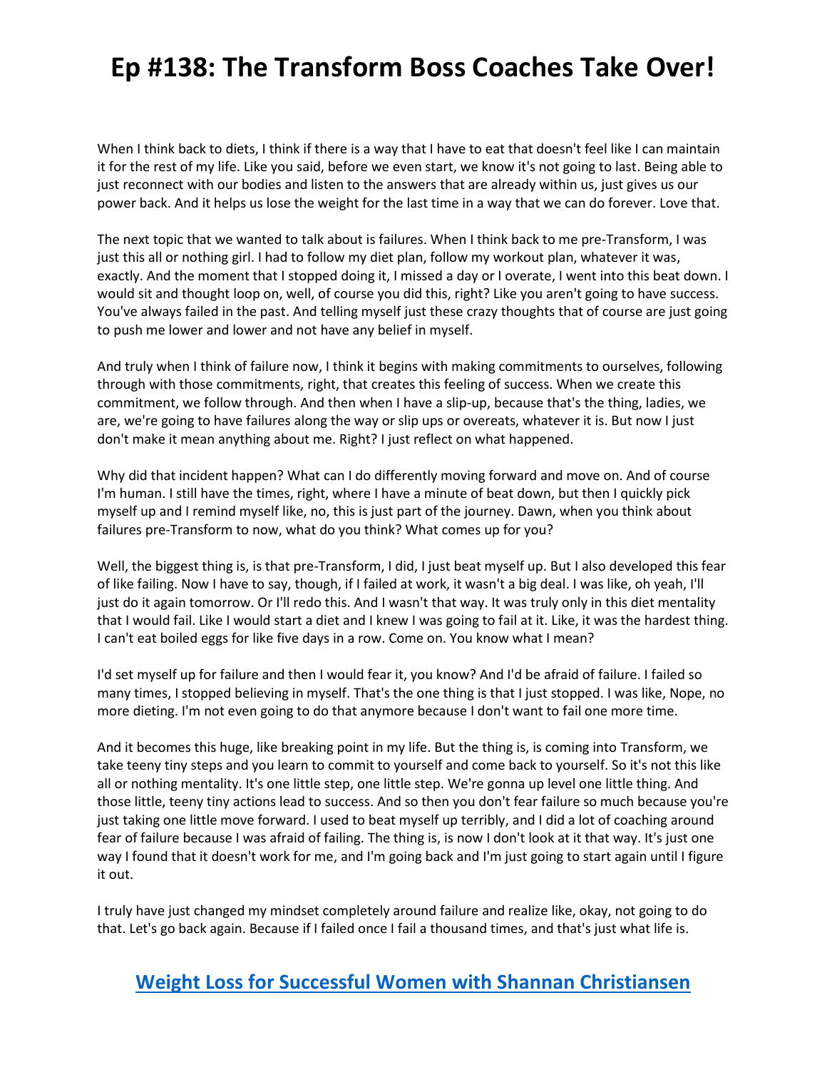When I think back to diets, I think if there is a way that I have to eat that doesn't feel like I can maintain it for the rest of my life. Like you said, before we even start, we know it's not going to last. Being able to just reconnect with our bodies and listen to the answers that are already within us, just gives us our power back. And it helps us lose the weight for the last time in a way that we can do forever. Love that.

The next topic that we wanted to talk about is failures. When I think back to me pre-Transform, I was just this all or nothing girl. I had to follow my diet plan, follow my workout plan, whatever it was, exactly. And the moment that I stopped doing it, I missed a day or I overate, I went into this beat down. I would sit and thought loop on, well, of course you did this, right? Like you aren't going to have success. You've always failed in the past. And telling myself just these crazy thoughts that of course are just going to push me lower and lower and not have any belief in myself.

And truly when I think of failure now, I think it begins with making commitments to ourselves, following through with those commitments, right, that creates this feeling of success. When we create this commitment, we follow through. And then when I have a slip-up, because that's the thing, ladies, we are, we're going to have failures along the way or slip ups or overeats, whatever it is. But now I just don't make it mean anything about me. Right? I just reflect on what happened.

Why did that incident happen? What can I do differently moving forward and move on. And of course I'm human. I still have the times, right, where I have a minute of beat down, but then I quickly pick myself up and I remind myself like, no, this is just part of the journey. Dawn, when you think about failures pre-Transform to now, what do you think? What comes up for you?

Well, the biggest thing is, is that pre-Transform, I did, I just beat myself up. But I also developed this fear of like failing. Now I have to say, though, if I failed at work, it wasn't a big deal. I was like, oh yeah, I'll just do it again tomorrow. Or I'll redo this. And I wasn't that way. It was truly only in this diet mentality that I would fail. Like I would start a diet and I knew I was going to fail at it. Like, it was the hardest thing. I can't eat boiled eggs for like five days in a row. Come on. You know what I mean?

I'd set myself up for failure and then I would fear it, you know? And I'd be afraid of failure. I failed so many times, I stopped believing in myself. That's the one thing is that I just stopped. I was like, Nope, no more dieting. I'm not even going to do that anymore because I don't want to fail one more time.

And it becomes this huge, like breaking point in my life. But the thing is, is coming into Transform, we take teeny tiny steps and you learn to commit to yourself and come back to yourself. So it's not this like all or nothing mentality. It's one little step, one little step. We're gonna up level one little thing. And those little, teeny tiny actions lead to success. And so then you don't fear failure so much because you're just taking one little move forward. I used to beat myself up terribly, and I did a lot of coaching around fear of failure because I was afraid of failing. The thing is, is now I don't look at it that way. It's just one way I found that it doesn't work for me, and I'm going back and I'm just going to start again until I figure it out.

I truly have just changed my mindset completely around failure and realize like, okay, not going to do that. Let's go back again. Because if I failed once I fail a thousand times, and that's just what life is.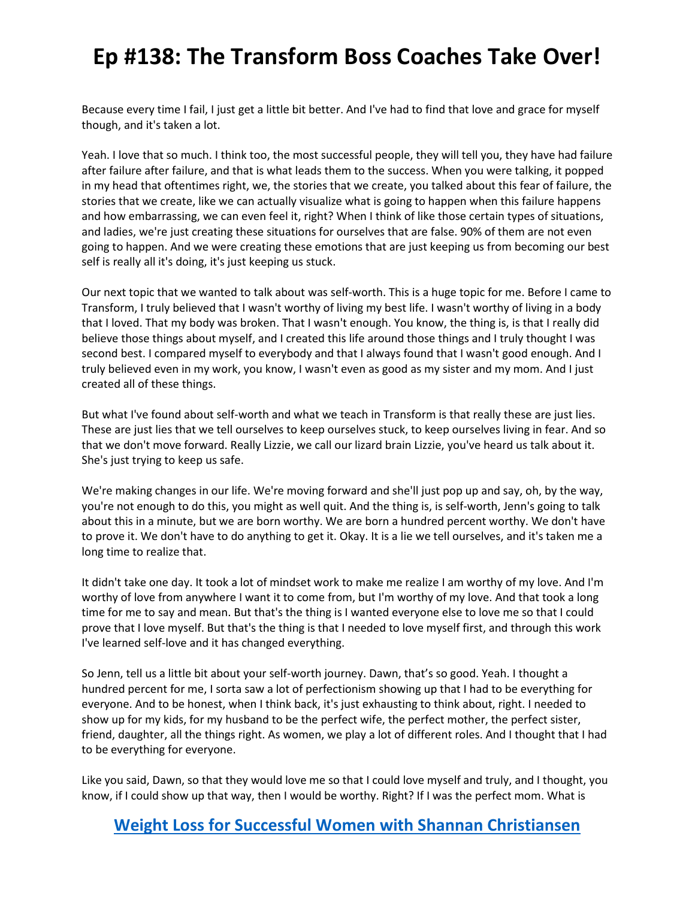Because every time I fail, I just get a little bit better. And I've had to find that love and grace for myself though, and it's taken a lot.

Yeah. I love that so much. I think too, the most successful people, they will tell you, they have had failure after failure after failure, and that is what leads them to the success. When you were talking, it popped in my head that oftentimes right, we, the stories that we create, you talked about this fear of failure, the stories that we create, like we can actually visualize what is going to happen when this failure happens and how embarrassing, we can even feel it, right? When I think of like those certain types of situations, and ladies, we're just creating these situations for ourselves that are false. 90% of them are not even going to happen. And we were creating these emotions that are just keeping us from becoming our best self is really all it's doing, it's just keeping us stuck.

Our next topic that we wanted to talk about was self-worth. This is a huge topic for me. Before I came to Transform, I truly believed that I wasn't worthy of living my best life. I wasn't worthy of living in a body that I loved. That my body was broken. That I wasn't enough. You know, the thing is, is that I really did believe those things about myself, and I created this life around those things and I truly thought I was second best. I compared myself to everybody and that I always found that I wasn't good enough. And I truly believed even in my work, you know, I wasn't even as good as my sister and my mom. And I just created all of these things.

But what I've found about self-worth and what we teach in Transform is that really these are just lies. These are just lies that we tell ourselves to keep ourselves stuck, to keep ourselves living in fear. And so that we don't move forward. Really Lizzie, we call our lizard brain Lizzie, you've heard us talk about it. She's just trying to keep us safe.

We're making changes in our life. We're moving forward and she'll just pop up and say, oh, by the way, you're not enough to do this, you might as well quit. And the thing is, is self-worth, Jenn's going to talk about this in a minute, but we are born worthy. We are born a hundred percent worthy. We don't have to prove it. We don't have to do anything to get it. Okay. It is a lie we tell ourselves, and it's taken me a long time to realize that.

It didn't take one day. It took a lot of mindset work to make me realize I am worthy of my love. And I'm worthy of love from anywhere I want it to come from, but I'm worthy of my love. And that took a long time for me to say and mean. But that's the thing is I wanted everyone else to love me so that I could prove that I love myself. But that's the thing is that I needed to love myself first, and through this work I've learned self-love and it has changed everything.

So Jenn, tell us a little bit about your self-worth journey. Dawn, that's so good. Yeah. I thought a hundred percent for me, I sorta saw a lot of perfectionism showing up that I had to be everything for everyone. And to be honest, when I think back, it's just exhausting to think about, right. I needed to show up for my kids, for my husband to be the perfect wife, the perfect mother, the perfect sister, friend, daughter, all the things right. As women, we play a lot of different roles. And I thought that I had to be everything for everyone.

Like you said, Dawn, so that they would love me so that I could love myself and truly, and I thought, you know, if I could show up that way, then I would be worthy. Right? If I was the perfect mom. What is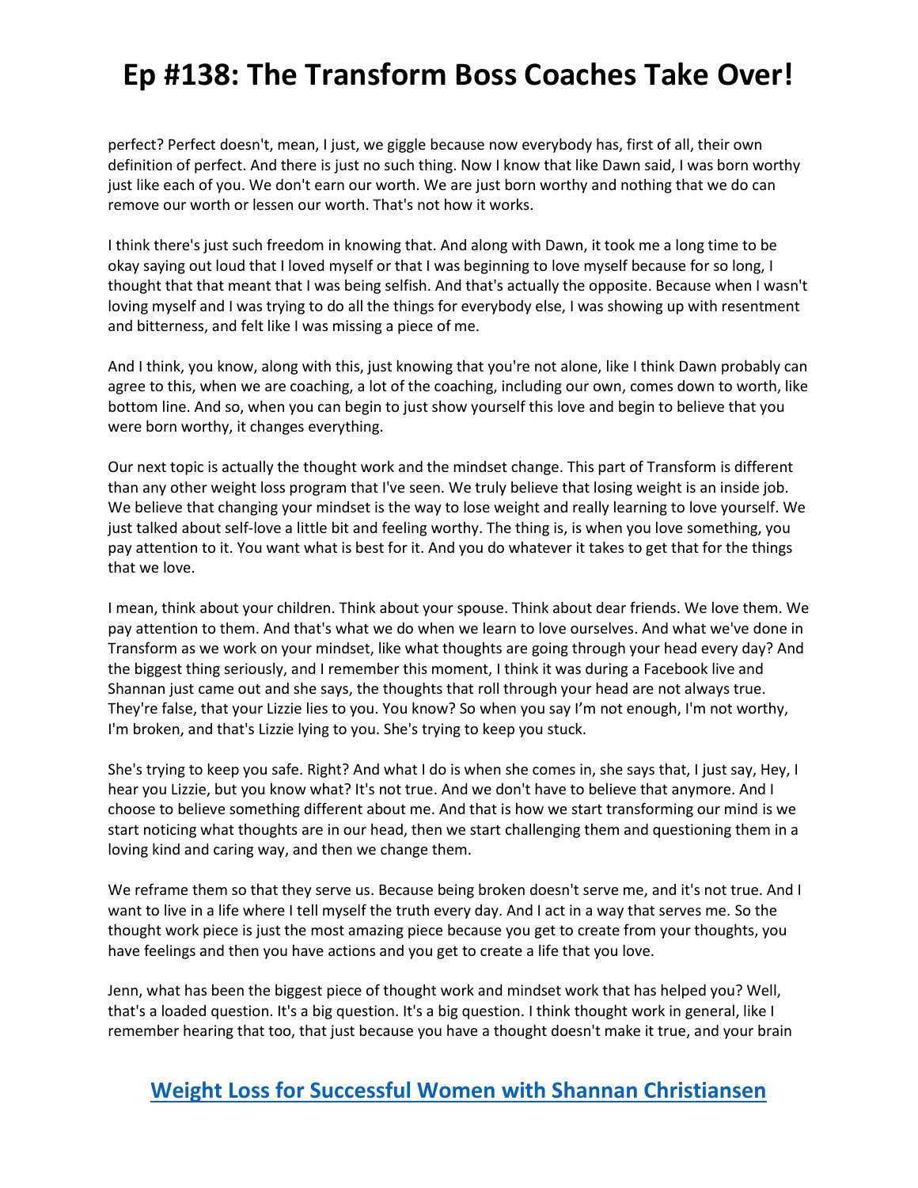perfect? Perfect doesn't, mean, I just, we giggle because now everybody has, first of all, their own definition of perfect. And there is just no such thing. Now I know that like Dawn said, I was born worthy just like each of you. We don't earn our worth. We are just born worthy and nothing that we do can remove our worth or lessen our worth. That's not how it works.

I think there's just such freedom in knowing that. And along with Dawn, it took me a long time to be okay saying out loud that I loved myself or that I was beginning to love myself because for so long, I thought that that meant that I was being selfish. And that's actually the opposite. Because when I wasn't loving myself and I was trying to do all the things for everybody else, I was showing up with resentment and bitterness, and felt like I was missing a piece of me.

And I think, you know, along with this, just knowing that you're not alone, like I think Dawn probably can agree to this, when we are coaching, a lot of the coaching, including our own, comes down to worth, like bottom line. And so, when you can begin to just show yourself this love and begin to believe that you were born worthy, it changes everything.

Our next topic is actually the thought work and the mindset change. This part of Transform is different than any other weight loss program that I've seen. We truly believe that losing weight is an inside job. We believe that changing your mindset is the way to lose weight and really learning to love yourself. We just talked about self-love a little bit and feeling worthy. The thing is, is when you love something, you pay attention to it. You want what is best for it. And you do whatever it takes to get that for the things that we love.

I mean, think about your children. Think about your spouse. Think about dear friends. We love them. We pay attention to them. And that's what we do when we learn to love ourselves. And what we've done in Transform as we work on your mindset, like what thoughts are going through your head every day? And the biggest thing seriously, and I remember this moment, I think it was during a Facebook live and Shannan just came out and she says, the thoughts that roll through your head are not always true. They're false, that your Lizzie lies to you. You know? So when you say I'm not enough, I'm not worthy, I'm broken, and that's Lizzie lying to you. She's trying to keep you stuck.

She's trying to keep you safe. Right? And what I do is when she comes in, she says that, I just say, Hey, I hear you Lizzie, but you know what? It's not true. And we don't have to believe that anymore. And I choose to believe something different about me. And that is how we start transforming our mind is we start noticing what thoughts are in our head, then we start challenging them and questioning them in a loving kind and caring way, and then we change them.

We reframe them so that they serve us. Because being broken doesn't serve me, and it's not true. And I want to live in a life where I tell myself the truth every day. And I act in a way that serves me. So the thought work piece is just the most amazing piece because you get to create from your thoughts, you have feelings and then you have actions and you get to create a life that you love.

Jenn, what has been the biggest piece of thought work and mindset work that has helped you? Well, that's a loaded question. It's a big question. It's a big question. I think thought work in general, like I remember hearing that too, that just because you have a thought doesn't make it true, and your brain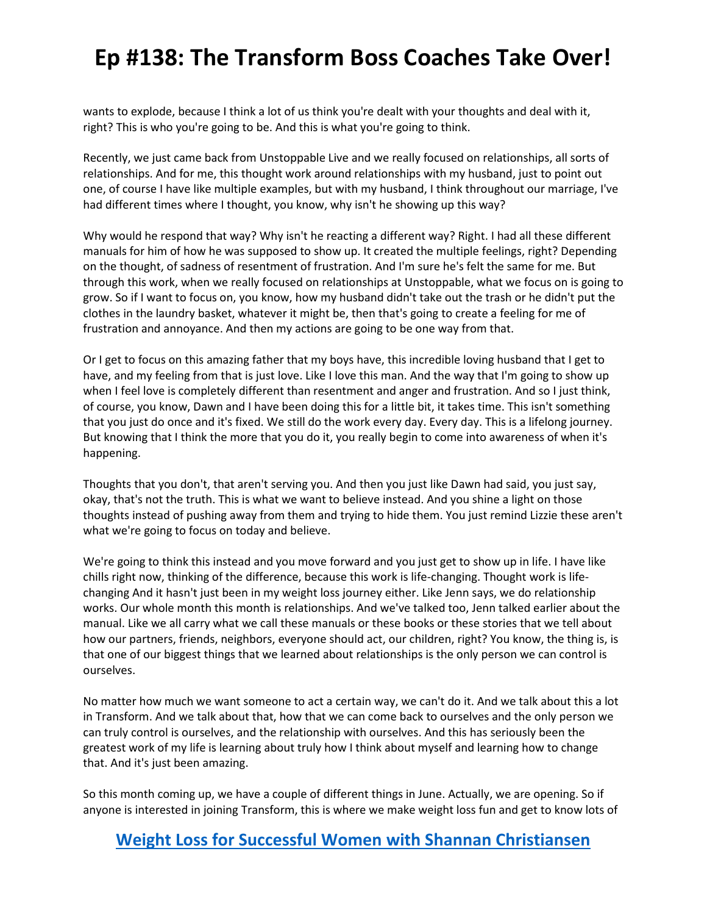wants to explode, because I think a lot of us think you're dealt with your thoughts and deal with it, right? This is who you're going to be. And this is what you're going to think.

Recently, we just came back from Unstoppable Live and we really focused on relationships, all sorts of relationships. And for me, this thought work around relationships with my husband, just to point out one, of course I have like multiple examples, but with my husband, I think throughout our marriage, I've had different times where I thought, you know, why isn't he showing up this way?

Why would he respond that way? Why isn't he reacting a different way? Right. I had all these different manuals for him of how he was supposed to show up. It created the multiple feelings, right? Depending on the thought, of sadness of resentment of frustration. And I'm sure he's felt the same for me. But through this work, when we really focused on relationships at Unstoppable, what we focus on is going to grow. So if I want to focus on, you know, how my husband didn't take out the trash or he didn't put the clothes in the laundry basket, whatever it might be, then that's going to create a feeling for me of frustration and annoyance. And then my actions are going to be one way from that.

Or I get to focus on this amazing father that my boys have, this incredible loving husband that I get to have, and my feeling from that is just love. Like I love this man. And the way that I'm going to show up when I feel love is completely different than resentment and anger and frustration. And so I just think, of course, you know, Dawn and I have been doing this for a little bit, it takes time. This isn't something that you just do once and it's fixed. We still do the work every day. Every day. This is a lifelong journey. But knowing that I think the more that you do it, you really begin to come into awareness of when it's happening.

Thoughts that you don't, that aren't serving you. And then you just like Dawn had said, you just say, okay, that's not the truth. This is what we want to believe instead. And you shine a light on those thoughts instead of pushing away from them and trying to hide them. You just remind Lizzie these aren't what we're going to focus on today and believe.

We're going to think this instead and you move forward and you just get to show up in life. I have like chills right now, thinking of the difference, because this work is life-changing. Thought work is life-changing And it hasn't just been in my weight loss journey either. Like Jenn says, we do relationship works. Our whole month this month is relationships. And we've talked too, Jenn talked earlier about the manual. Like we all carry what we call these manuals or these books or these stories that we tell about how our partners, friends, neighbors, everyone should act, our children, right? You know, the thing is, is that one of our biggest things that we learned about relationships is the only person we can control is ourselves.

No matter how much we want someone to act a certain way, we can't do it. And we talk about this a lot in Transform. And we talk about that, how that we can come back to ourselves and the only person we can truly control is ourselves, and the relationship with ourselves. And this has seriously been the greatest work of my life is learning about truly how I think about myself and learning how to change that. And it's just been amazing.

So this month coming up, we have a couple of different things in June. Actually, we are opening. So if anyone is interested in joining Transform, this is where we make weight loss fun and get to know lots of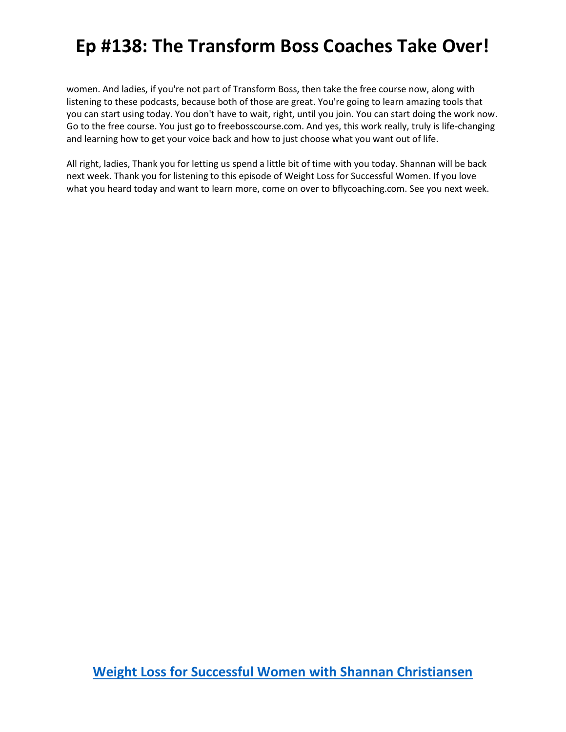women. And ladies, if you're not part of Transform Boss, then take the free course now, along with listening to these podcasts, because both of those are great. You're going to learn amazing tools that you can start using today. You don't have to wait, right, until you join. You can start doing the work now. Go to the free course. You just go to freebosscourse.com. And yes, this work really, truly is life-changing and learning how to get your voice back and how to just choose what you want out of life.

All right, ladies, Thank you for letting us spend a little bit of time with you today. Shannan will be back next week. Thank you for listening to this episode of Weight Loss for Successful Women. If you love what you heard today and want to learn more, come on over to bflycoaching.com. See you next week.